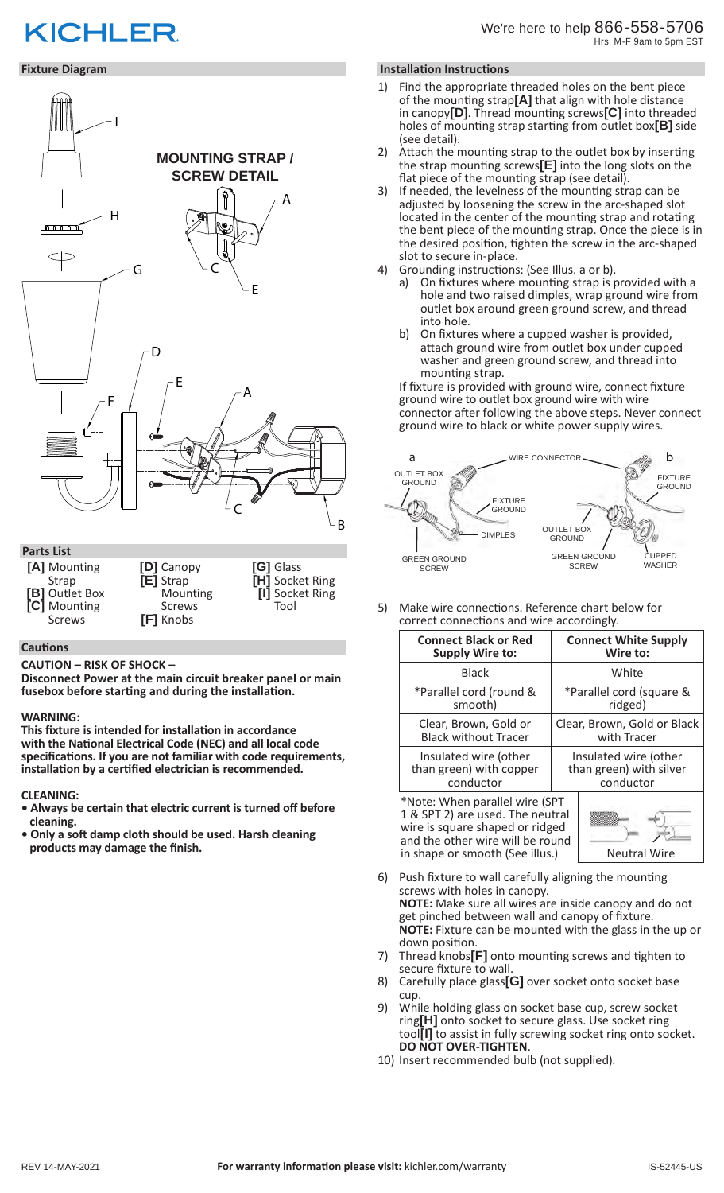KICHLER

We're here to help 866-558-5706
Hrs: M-F 9am to 5pm EST

## Fixture Diagram

MOUNTING STRAP / SCREW DETAIL

## Parts List

- **[A]** Mounting Strap
- **[B]** Outlet Box
- **[C]** Mounting Screws
- **[D]** Canopy
- **[E]** Strap Mounting Screws
- **[F]** Knobs
- **[G]** Glass
- **[H]** Socket Ring
- **[I]** Socket Ring Tool

## Cautions

**CAUTION – RISK OF SHOCK –**
**Disconnect Power at the main circuit breaker panel or main fusebox before starting and during the installation.**

**WARNING:**
**This fixture is intended for installation in accordance with the National Electrical Code (NEC) and all local code specifications. If you are not familiar with code requirements, installation by a certified electrician is recommended.**

**CLEANING:**
- **Always be certain that electric current is turned off before cleaning.**
- **Only a soft damp cloth should be used. Harsh cleaning products may damage the finish.**

## Installation Instructions

1) Find the appropriate threaded holes on the bent piece of the mounting strap **[A]** that align with hole distance in canopy **[D]**. Thread mounting screws **[C]** into threaded holes of mounting strap starting from outlet box **[B]** side (see detail).
2) Attach the mounting strap to the outlet box by inserting the strap mounting screws **[E]** into the long slots on the flat piece of the mounting strap (see detail).
3) If needed, the levelness of the mounting strap can be adjusted by loosening the screw in the arc-shaped slot located in the center of the mounting strap and rotating the bent piece of the mounting strap. Once the piece is in the desired position, tighten the screw in the arc-shaped slot to secure in-place.
4) Grounding instructions: (See Illus. a or b).
   a) On fixtures where mounting strap is provided with a hole and two raised dimples, wrap ground wire from outlet box around green ground screw, and thread into hole.
   b) On fixtures where a cupped washer is provided, attach ground wire from outlet box under cupped washer and green ground screw, and thread into mounting strap.

   If fixture is provided with ground wire, connect fixture ground wire to outlet box ground wire with wire connector after following the above steps. Never connect ground wire to black or white power supply wires.

a: OUTLET BOX GROUND, WIRE CONNECTOR, FIXTURE GROUND, DIMPLES, GREEN GROUND SCREW
b: FIXTURE GROUND, OUTLET BOX GROUND, GREEN GROUND SCREW, CUPPED WASHER

5) Make wire connections. Reference chart below for correct connections and wire accordingly.

| Connect Black or Red Supply Wire to: | Connect White Supply Wire to: |
|---|---|
| Black | White |
| *Parallel cord (round & smooth) | *Parallel cord (square & ridged) |
| Clear, Brown, Gold or Black without Tracer | Clear, Brown, Gold or Black with Tracer |
| Insulated wire (other than green) with copper conductor | Insulated wire (other than green) with silver conductor |

*Note: When parallel wire (SPT 1 & SPT 2) are used. The neutral wire is square shaped or ridged and the other wire will be round in shape or smooth (See illus.)

Neutral Wire

6) Push fixture to wall carefully aligning the mounting screws with holes in canopy.
   **NOTE:** Make sure all wires are inside canopy and do not get pinched between wall and canopy of fixture.
   **NOTE:** Fixture can be mounted with the glass in the up or down position.
7) Thread knobs **[F]** onto mounting screws and tighten to secure fixture to wall.
8) Carefully place glass **[G]** over socket onto socket base cup.
9) While holding glass on socket base cup, screw socket ring **[H]** onto socket to secure glass. Use socket ring tool **[I]** to assist in fully screwing socket ring onto socket. **DO NOT OVER-TIGHTEN**.
10) Insert recommended bulb (not supplied).

REV 14-MAY-2021 **For warranty information please visit:** kichler.com/warranty IS-52445-US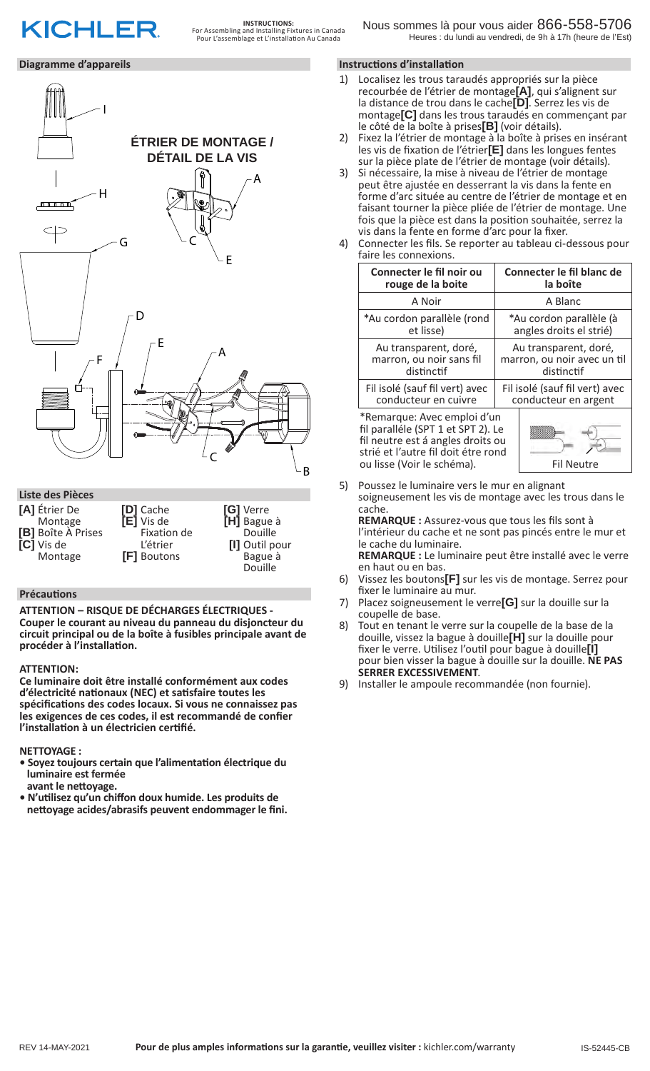# KICHLER

**INSTRUCTIONS:**
For Assembling and Installing Fixtures in Canada
Pour L'assemblage et L'installation Au Canada

Nous sommes là pour vous aider 866-558-5706
Heures : du lundi au vendredi, de 9h à 17h (heure de l'Est)

## Diagramme d'appareils

ÉTRIER DE MONTAGE / DÉTAIL DE LA VIS

## Liste des Pièces

- **[A]** Étrier De Montage
- **[B]** Boîte À Prises
- **[C]** Vis de Montage
- **[D]** Cache
- **[E]** Vis de Fixation de L'étrier
- **[F]** Boutons
- **[G]** Verre
- **[H]** Bague à Douille
- **[I]** Outil pour Bague à Douille

## Précautions

**ATTENTION – RISQUE DE DÉCHARGES ÉLECTRIQUES - Couper le courant au niveau du panneau du disjoncteur du circuit principal ou de la boîte à fusibles principale avant de procéder à l'installation.**

**ATTENTION:**

**Ce luminaire doit être installé conformément aux codes d'électricité nationaux (NEC) et satisfaire toutes les spécifications des codes locaux. Si vous ne connaissez pas les exigences de ces codes, il est recommandé de confier l'installation à un électricien certifié.**

**NETTOYAGE :**

- **Soyez toujours certain que l'alimentation électrique du luminaire est fermée avant le nettoyage.**
- **N'utilisez qu'un chiffon doux humide. Les produits de nettoyage acides/abrasifs peuvent endommager le fini.**

## Instructions d'installation

1) Localisez les trous taraudés appropriés sur la pièce recourbée de l'étrier de montage**[A]**, qui s'alignent sur la distance de trou dans le cache**[D]**. Serrez les vis de montage**[C]** dans les trous taraudés en commençant par le côté de la boîte à prises**[B]** (voir détails).
2) Fixez la l'étrier de montage à la boîte à prises en insérant les vis de fixation de l'étrier**[E]** dans les longues fentes sur la pièce plate de l'étrier de montage (voir détails).
3) Si nécessaire, la mise à niveau de l'étrier de montage peut être ajustée en desserrant la vis dans la fente en forme d'arc située au centre de l'étrier de montage et en faisant tourner la pièce pliée de l'étrier de montage. Une fois que la pièce est dans la position souhaitée, serrez la vis dans la fente en forme d'arc pour la fixer.
4) Connecter les fils. Se reporter au tableau ci-dessous pour faire les connexions.

| Connecter le fil noir ou rouge de la boite | Connecter le fil blanc de la boîte |
|---|---|
| A Noir | A Blanc |
| *Au cordon parallèle (rond et lisse) | *Au cordon parallèle (à angles droits el strié) |
| Au transparent, doré, marron, ou noir sans fil distinctif | Au transparent, doré, marron, ou noir avec un til distinctif |
| Fil isolé (sauf fil vert) avec conducteur en cuivre | Fil isolé (sauf fil vert) avec conducteur en argent |

*Remarque: Avec emploi d'un fil paralléle (SPT 1 et SPT 2). Le fil neutre est á angles droits ou strié et l'autre fil doit étre rond ou lisse (Voir le schéma).

Fil Neutre

5) Poussez le luminaire vers le mur en alignant soigneusement les vis de montage avec les trous dans le cache.
   **REMARQUE :** Assurez-vous que tous les fils sont à l'intérieur du cache et ne sont pas pincés entre le mur et le cache du luminaire.
   **REMARQUE :** Le luminaire peut être installé avec le verre en haut ou en bas.
6) Vissez les boutons**[F]** sur les vis de montage. Serrez pour fixer le luminaire au mur.
7) Placez soigneusement le verre**[G]** sur la douille sur la coupelle de base.
8) Tout en tenant le verre sur la coupelle de la base de la douille, vissez la bague à douille**[H]** sur la douille pour fixer le verre. Utilisez l'outil pour bague à douille**[I]** pour bien visser la bague à douille sur la douille. **NE PAS SERRER EXCESSIVEMENT**.
9) Installer le ampoule recommandée (non fournie).

REV 14-MAY-2021 **Pour de plus amples informations sur la garantie, veuillez visiter :** kichler.com/warranty IS-52445-CB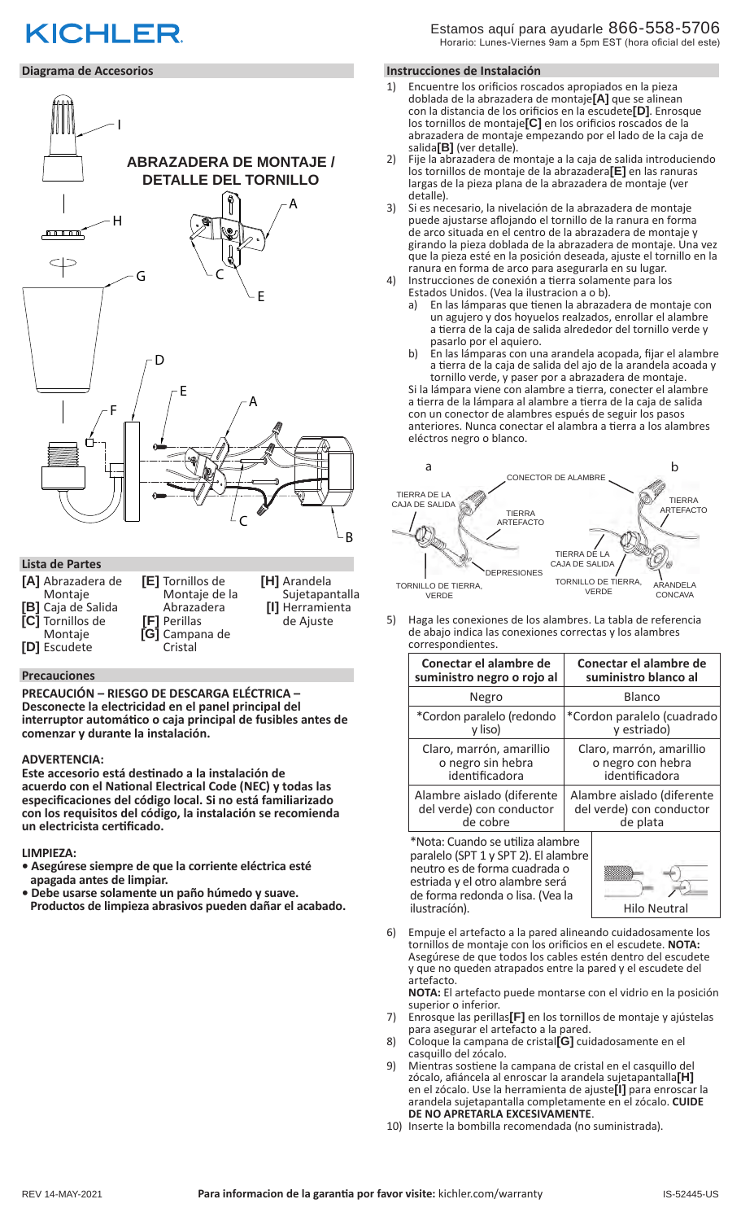# KICHLER

Estamos aquí para ayudarle 866-558-5706
Horario: Lunes-Viernes 9am a 5pm EST (hora oficial del este)

## Diagrama de Accesorios

ABRAZADERA DE MONTAJE / DETALLE DEL TORNILLO

I
H
G
A
C
E
D
E
A
F
C
B

## Lista de Partes

**[A]** Abrazadera de Montaje
**[B]** Caja de Salida
**[C]** Tornillos de Montaje
**[D]** Escudete
**[E]** Tornillos de Montaje de la Abrazadera
**[F]** Perillas
**[G]** Campana de Cristal
**[H]** Arandela Sujetapantalla
**[I]** Herramienta de Ajuste

## Precauciones

**PRECAUCIÓN – RIESGO DE DESCARGA ELÉCTRICA – Desconecte la electricidad en el panel principal del interruptor automático o caja principal de fusibles antes de comenzar y durante la instalación.**

**ADVERTENCIA:**

**Este accesorio está destinado a la instalación de acuerdo con el National Electrical Code (NEC) y todas las especificaciones del código local. Si no está familiarizado con los requisitos del código, la instalación se recomienda un electricista certificado.**

**LIMPIEZA:**

- **Asegúrese siempre de que la corriente eléctrica esté apagada antes de limpiar.**
- **Debe usarse solamente un paño húmedo y suave. Productos de limpieza abrasivos pueden dañar el acabado.**

## Instrucciones de Instalación

1) Encuentre los orificios roscados apropiados en la pieza doblada de la abrazadera de montaje**[A]** que se alinean con la distancia de los orificios en la escudete**[D]**. Enrosque los tornillos de montaje**[C]** en los orificios roscados de la abrazadera de montaje empezando por el lado de la caja de salida**[B]** (ver detalle).
2) Fije la abrazadera de montaje a la caja de salida introduciendo los tornillos de montaje de la abrazadera**[E]** en las ranuras largas de la pieza plana de la abrazadera de montaje (ver detalle).
3) Si es necesario, la nivelación de la abrazadera de montaje puede ajustarse aflojando el tornillo de la ranura en forma de arco situada en el centro de la abrazadera de montaje y girando la pieza doblada de la abrazadera de montaje. Una vez que la pieza esté en la posición deseada, ajuste el tornillo en la ranura en forma de arco para asegurarla en su lugar.
4) Instrucciones de conexión a tierra solamente para los Estados Unidos. (Vea la ilustracion a o b).
   a) En las lámparas que tienen la abrazadera de montaje con un agujero y dos hoyuelos realzados, enrollar el alambre a tierra de la caja de salida alrededor del tornillo verde y pasarlo por el aquiero.
   b) En las lámparas con una arandela acopada, fijar el alambre a tierra de la caja de salida del ajo de la arandela acoada y tornillo verde, y paser por a abrazadera de montaje.

   Si la lámpara viene con alambre a tierra, conecter el alambre a tierra de la lámpara al alambre a tierra de la caja de salida con un conector de alambres espués de seguir los pasos anteriores. Nunca conectar el alambra a tierra a los alambres eléctros negro o blanco.

a
CONECTOR DE ALAMBRE
TIERRA DE LA CAJA DE SALIDA
TIERRA ARTEFACTO
DEPRESIONES
TORNILLO DE TIERRA, VERDE

b
TIERRA ARTEFACTO
TIERRA DE LA CAJA DE SALIDA
TORNILLO DE TIERRA, VERDE
ARANDELA CONCAVA

5) Haga les conexiones de los alambres. La tabla de referencia de abajo indica las conexiones correctas y los alambres correspondientes.

| Conectar el alambre de suministro negro o rojo al | Conectar el alambre de suministro blanco al |
|---|---|
| Negro | Blanco |
| *Cordon paralelo (redondo y liso) | *Cordon paralelo (cuadrado y estriado) |
| Claro, marrón, amarillio o negro sin hebra identificadora | Claro, marrón, amarillio o negro con hebra identificadora |
| Alambre aislado (diferente del verde) con conductor de cobre | Alambre aislado (diferente del verde) con conductor de plata |

*Nota: Cuando se utiliza alambre paralelo (SPT 1 y SPT 2). El alambre neutro es de forma cuadrada o estriada y el otro alambre será de forma redonda o lisa. (Vea la ilustracíón).

Hilo Neutral

6) Empuje el artefacto a la pared alineando cuidadosamente los tornillos de montaje con los orificios en el escudete. **NOTA:** Asegúrese de que todos los cables estén dentro del escudete y que no queden atrapados entre la pared y el escudete del artefacto.
   **NOTA:** El artefacto puede montarse con el vidrio en la posición superior o inferior.
7) Enrosque las perillas**[F]** en los tornillos de montaje y ajústelas para asegurar el artefacto a la pared.
8) Coloque la campana de cristal**[G]** cuidadosamente en el casquillo del zócalo.
9) Mientras sostiene la campana de cristal en el casquillo del zócalo, afiáncela al enroscar la arandela sujetapantalla**[H]** en el zócalo. Use la herramienta de ajuste**[I]** para enroscar la arandela sujetapantalla completamente en el zócalo. **CUIDE DE NO APRETARLA EXCESIVAMENTE**.
10) Inserte la bombilla recomendada (no suministrada).

REV 14-MAY-2021 **Para informacion de la garantía por favor visite:** kichler.com/warranty IS-52445-US